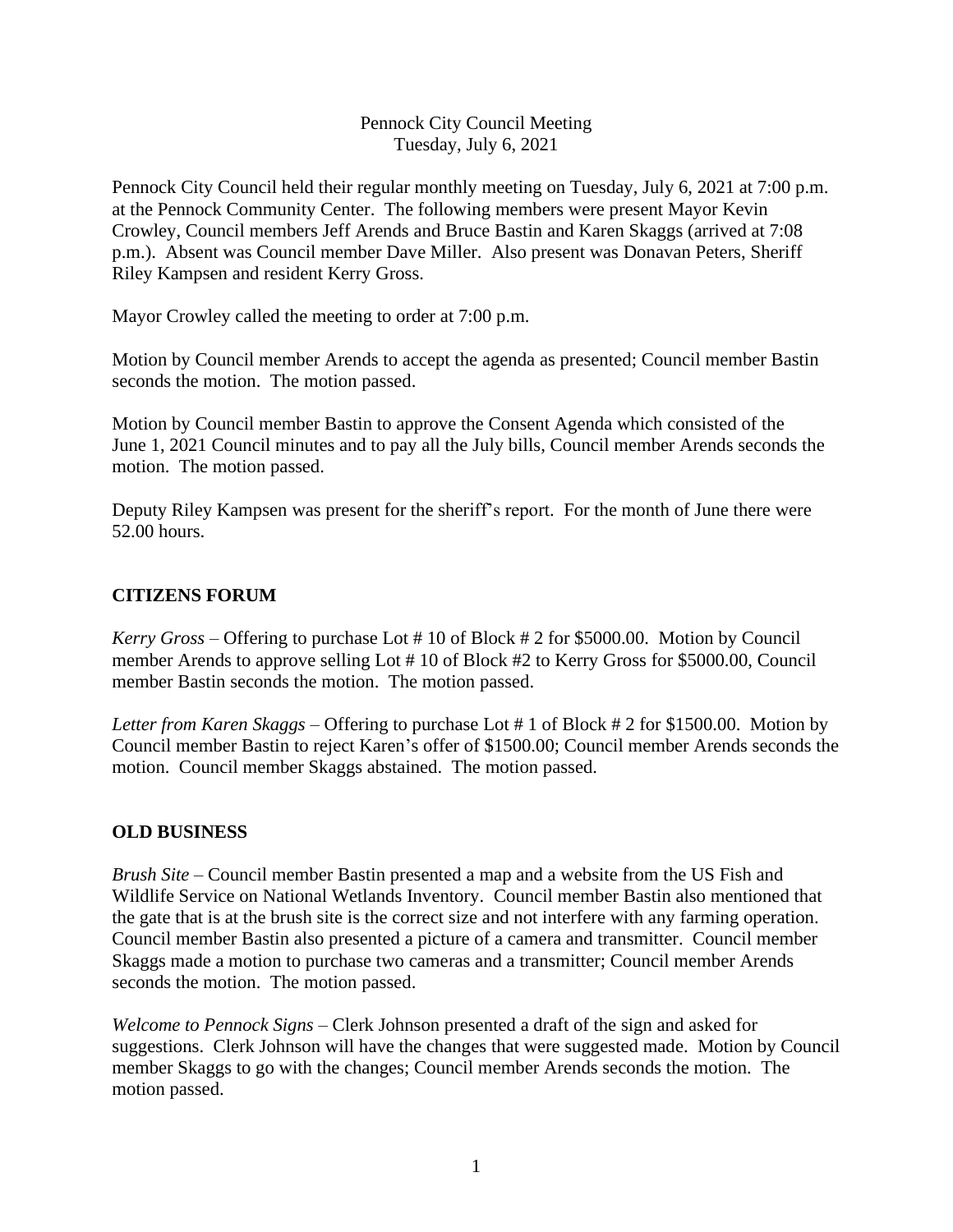# Pennock City Council Meeting
Tuesday, July 6, 2021

Pennock City Council held their regular monthly meeting on Tuesday, July 6, 2021 at 7:00 p.m. at the Pennock Community Center. The following members were present Mayor Kevin Crowley, Council members Jeff Arends and Bruce Bastin and Karen Skaggs (arrived at 7:08 p.m.). Absent was Council member Dave Miller. Also present was Donavan Peters, Sheriff Riley Kampsen and resident Kerry Gross.

Mayor Crowley called the meeting to order at 7:00 p.m.

Motion by Council member Arends to accept the agenda as presented; Council member Bastin seconds the motion. The motion passed.

Motion by Council member Bastin to approve the Consent Agenda which consisted of the June 1, 2021 Council minutes and to pay all the July bills, Council member Arends seconds the motion. The motion passed.

Deputy Riley Kampsen was present for the sheriff's report. For the month of June there were 52.00 hours.

## CITIZENS FORUM

*Kerry Gross* – Offering to purchase Lot # 10 of Block # 2 for $5000.00. Motion by Council member Arends to approve selling Lot # 10 of Block #2 to Kerry Gross for $5000.00, Council member Bastin seconds the motion. The motion passed.

*Letter from Karen Skaggs* – Offering to purchase Lot # 1 of Block # 2 for $1500.00. Motion by Council member Bastin to reject Karen's offer of $1500.00; Council member Arends seconds the motion. Council member Skaggs abstained. The motion passed.

## OLD BUSINESS

*Brush Site* – Council member Bastin presented a map and a website from the US Fish and Wildlife Service on National Wetlands Inventory. Council member Bastin also mentioned that the gate that is at the brush site is the correct size and not interfere with any farming operation. Council member Bastin also presented a picture of a camera and transmitter. Council member Skaggs made a motion to purchase two cameras and a transmitter; Council member Arends seconds the motion. The motion passed.

*Welcome to Pennock Signs* – Clerk Johnson presented a draft of the sign and asked for suggestions. Clerk Johnson will have the changes that were suggested made. Motion by Council member Skaggs to go with the changes; Council member Arends seconds the motion. The motion passed.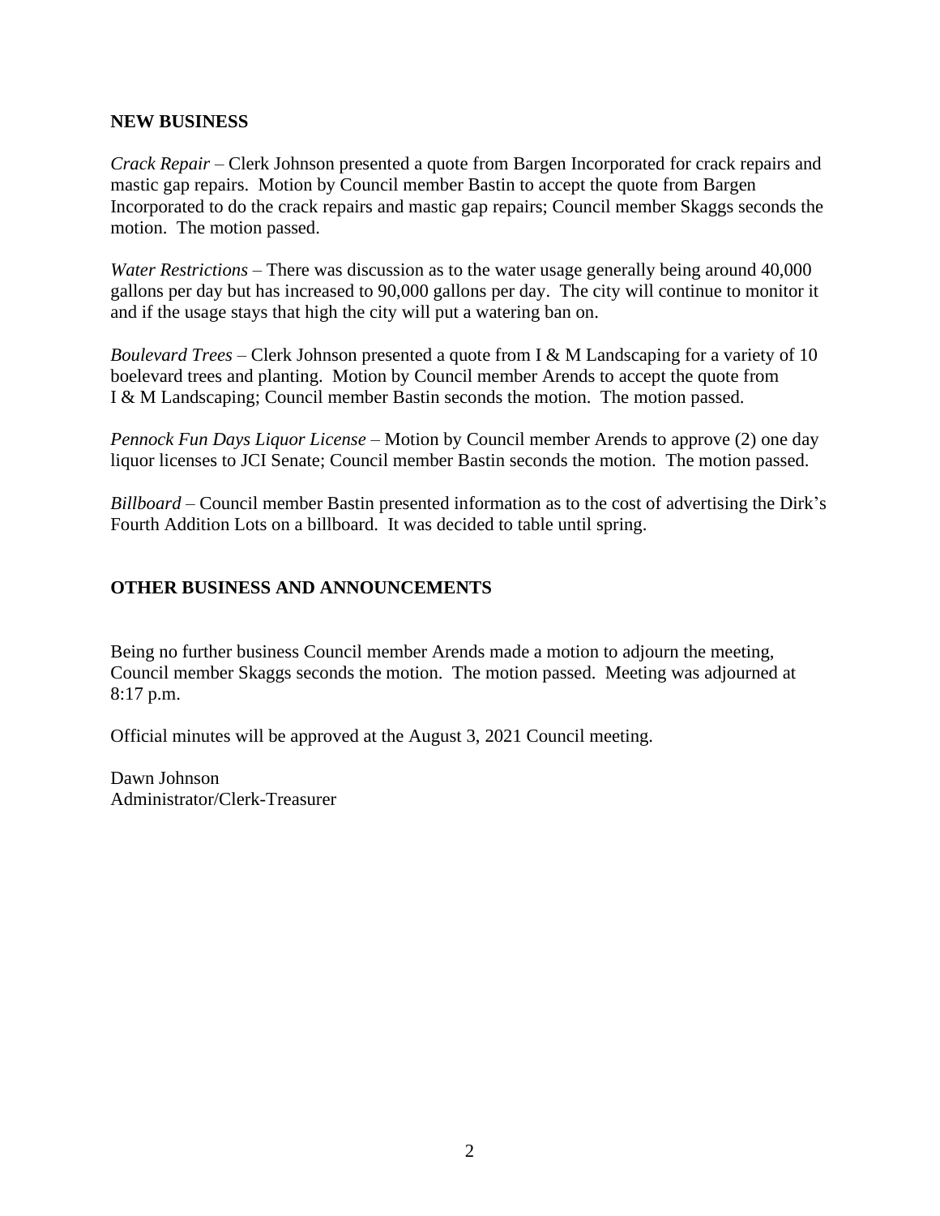## NEW BUSINESS

*Crack Repair* – Clerk Johnson presented a quote from Bargen Incorporated for crack repairs and mastic gap repairs. Motion by Council member Bastin to accept the quote from Bargen Incorporated to do the crack repairs and mastic gap repairs; Council member Skaggs seconds the motion. The motion passed.

*Water Restrictions* – There was discussion as to the water usage generally being around 40,000 gallons per day but has increased to 90,000 gallons per day. The city will continue to monitor it and if the usage stays that high the city will put a watering ban on.

*Boulevard Trees* – Clerk Johnson presented a quote from I & M Landscaping for a variety of 10 boelevard trees and planting. Motion by Council member Arends to accept the quote from I & M Landscaping; Council member Bastin seconds the motion. The motion passed.

*Pennock Fun Days Liquor License* – Motion by Council member Arends to approve (2) one day liquor licenses to JCI Senate; Council member Bastin seconds the motion. The motion passed.

*Billboard* – Council member Bastin presented information as to the cost of advertising the Dirk's Fourth Addition Lots on a billboard. It was decided to table until spring.

## OTHER BUSINESS AND ANNOUNCEMENTS

Being no further business Council member Arends made a motion to adjourn the meeting, Council member Skaggs seconds the motion. The motion passed. Meeting was adjourned at 8:17 p.m.

Official minutes will be approved at the August 3, 2021 Council meeting.

Dawn Johnson
Administrator/Clerk-Treasurer